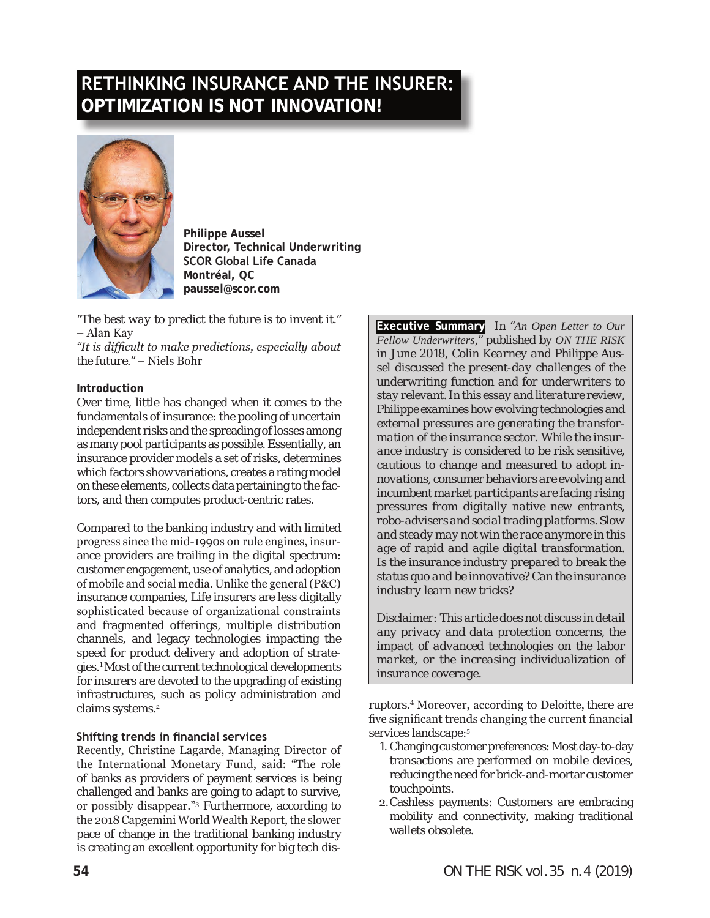# RETHINKING INSURANCE AND THE INSURER: OPTIMIZATION IS NOT INNOVATION!

**Philippe Aussel**
**Director, Technical Underwriting**
**SCOR Global Life Canada**
**Montréal, QC**
**paussel@scor.com**

"The best way to predict the future is to invent it." – Alan Kay
*"It is difficult to make predictions, especially about* the future." – Niels Bohr

**Executive Summary** In *"An Open Letter to Our Fellow Underwriters,"* published by *ON THE RISK* in June 2018, Colin Kearney and Philippe Aussel discussed the present-day challenges of the underwriting function and for underwriters to stay relevant. *In this essay and literature review, Philippe examines how evolving technologies and external pressures are generating the transformation of the insurance sector. While the insurance industry is considered to be risk sensitive, cautious to change and measured to adopt innovations, consumer behaviors are evolving and incumbent market participants are facing rising pressures from digitally native new entrants, robo-advisers and social trading platforms. Slow and steady may not win the race anymore in this age of rapid and agile digital transformation. Is the insurance industry prepared to break the status quo and be innovative? Can the insurance industry learn new tricks?*

*Disclaimer: This article does not discuss in detail any privacy and data protection concerns, the impact of advanced technologies on the labor market, or the increasing individualization of insurance coverage.*

### Introduction

Over time, little has changed when it comes to the fundamentals of insurance: the pooling of uncertain independent risks and the spreading of losses among as many pool participants as possible. Essentially, an insurance provider models a set of risks, determines which factors show variations, creates a rating model on these elements, collects data pertaining to the factors, and then computes product-centric rates.

Compared to the banking industry and with limited progress since the mid-1990s on rule engines, insurance providers are trailing in the digital spectrum: customer engagement, use of analytics, and adoption of mobile and social media. Unlike the general (P&C) insurance companies, Life insurers are less digitally sophisticated because of organizational constraints and fragmented offerings, multiple distribution channels, and legacy technologies impacting the speed for product delivery and adoption of strategies.[1] Most of the current technological developments for insurers are devoted to the upgrading of existing infrastructures, such as policy administration and claims systems.[2]

### Shifting trends in financial services

Recently, Christine Lagarde, Managing Director of the International Monetary Fund, said: "The role of banks as providers of payment services is being challenged and banks are going to adapt to survive, or possibly disappear."[3] Furthermore, according to the 2018 Capgemini World Wealth Report, the slower pace of change in the traditional banking industry is creating an excellent opportunity for big tech disruptors.[4] Moreover, according to Deloitte, there are five significant trends changing the current financial services landscape:[5]

1. Changing customer preferences: Most day-to-day transactions are performed on mobile devices, reducing the need for brick-and-mortar customer touchpoints.
2. Cashless payments: Customers are embracing mobility and connectivity, making traditional wallets obsolete.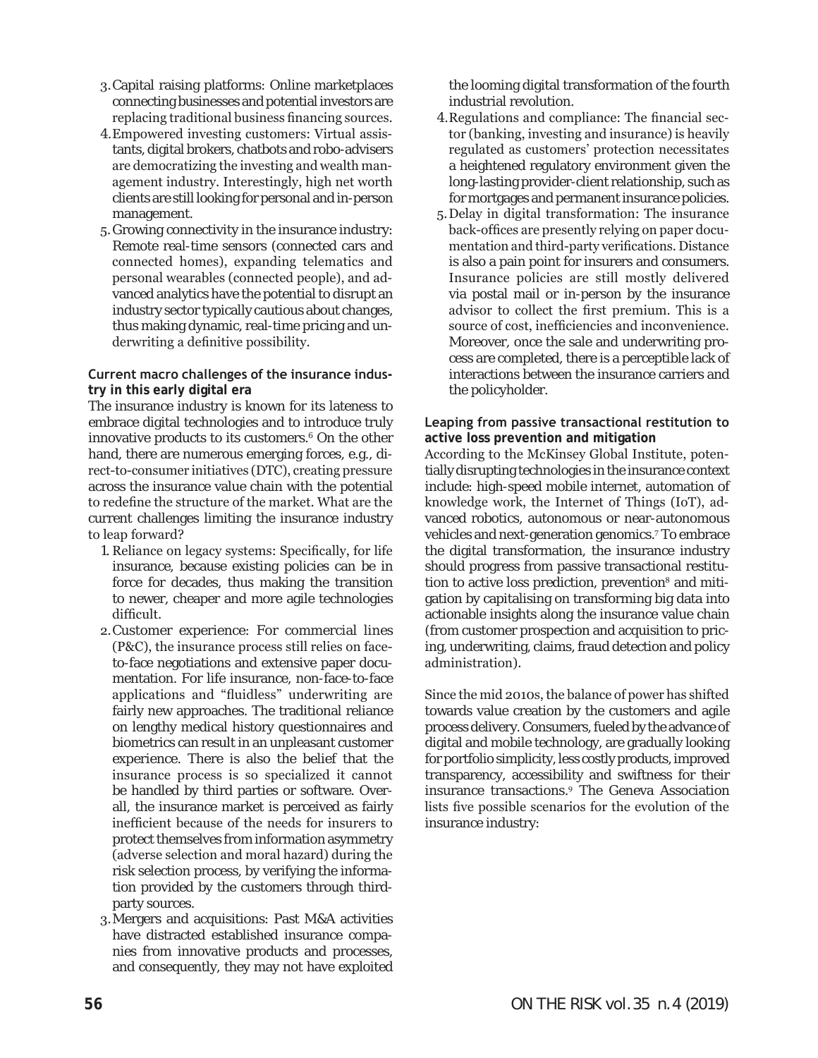3. Capital raising platforms: Online marketplaces connecting businesses and potential investors are replacing traditional business financing sources.
4. Empowered investing customers: Virtual assistants, digital brokers, chatbots and robo-advisers are democratizing the investing and wealth management industry. Interestingly, high net worth clients are still looking for personal and in-person management.
5. Growing connectivity in the insurance industry: Remote real-time sensors (connected cars and connected homes), expanding telematics and personal wearables (connected people), and advanced analytics have the potential to disrupt an industry sector typically cautious about changes, thus making dynamic, real-time pricing and underwriting a definitive possibility.

### Current macro challenges of the insurance industry in this early digital era

The insurance industry is known for its lateness to embrace digital technologies and to introduce truly innovative products to its customers.[6] On the other hand, there are numerous emerging forces, e.g., direct-to-consumer initiatives (DTC), creating pressure across the insurance value chain with the potential to redefine the structure of the market. What are the current challenges limiting the insurance industry to leap forward?

1. Reliance on legacy systems: Specifically, for life insurance, because existing policies can be in force for decades, thus making the transition to newer, cheaper and more agile technologies difficult.
2. Customer experience: For commercial lines (P&C), the insurance process still relies on face-to-face negotiations and extensive paper documentation. For life insurance, non-face-to-face applications and "fluidless" underwriting are fairly new approaches. The traditional reliance on lengthy medical history questionnaires and biometrics can result in an unpleasant customer experience. There is also the belief that the insurance process is so specialized it cannot be handled by third parties or software. Overall, the insurance market is perceived as fairly inefficient because of the needs for insurers to protect themselves from information asymmetry (adverse selection and moral hazard) during the risk selection process, by verifying the information provided by the customers through third-party sources.
3. Mergers and acquisitions: Past M&A activities have distracted established insurance companies from innovative products and processes, and consequently, they may not have exploited the looming digital transformation of the fourth industrial revolution.
4. Regulations and compliance: The financial sector (banking, investing and insurance) is heavily regulated as customers' protection necessitates a heightened regulatory environment given the long-lasting provider-client relationship, such as for mortgages and permanent insurance policies.
5. Delay in digital transformation: The insurance back-offices are presently relying on paper documentation and third-party verifications. Distance is also a pain point for insurers and consumers. Insurance policies are still mostly delivered via postal mail or in-person by the insurance advisor to collect the first premium. This is a source of cost, inefficiencies and inconvenience. Moreover, once the sale and underwriting process are completed, there is a perceptible lack of interactions between the insurance carriers and the policyholder.

### Leaping from passive transactional restitution to active loss prevention and mitigation

According to the McKinsey Global Institute, potentially disrupting technologies in the insurance context include: high-speed mobile internet, automation of knowledge work, the Internet of Things (IoT), advanced robotics, autonomous or near-autonomous vehicles and next-generation genomics.[7] To embrace the digital transformation, the insurance industry should progress from passive transactional restitution to active loss prediction, prevention[8] and mitigation by capitalising on transforming big data into actionable insights along the insurance value chain (from customer prospection and acquisition to pricing, underwriting, claims, fraud detection and policy administration).

Since the mid 2010s, the balance of power has shifted towards value creation by the customers and agile process delivery. Consumers, fueled by the advance of digital and mobile technology, are gradually looking for portfolio simplicity, less costly products, improved transparency, accessibility and swiftness for their insurance transactions.[9] The Geneva Association lists five possible scenarios for the evolution of the insurance industry: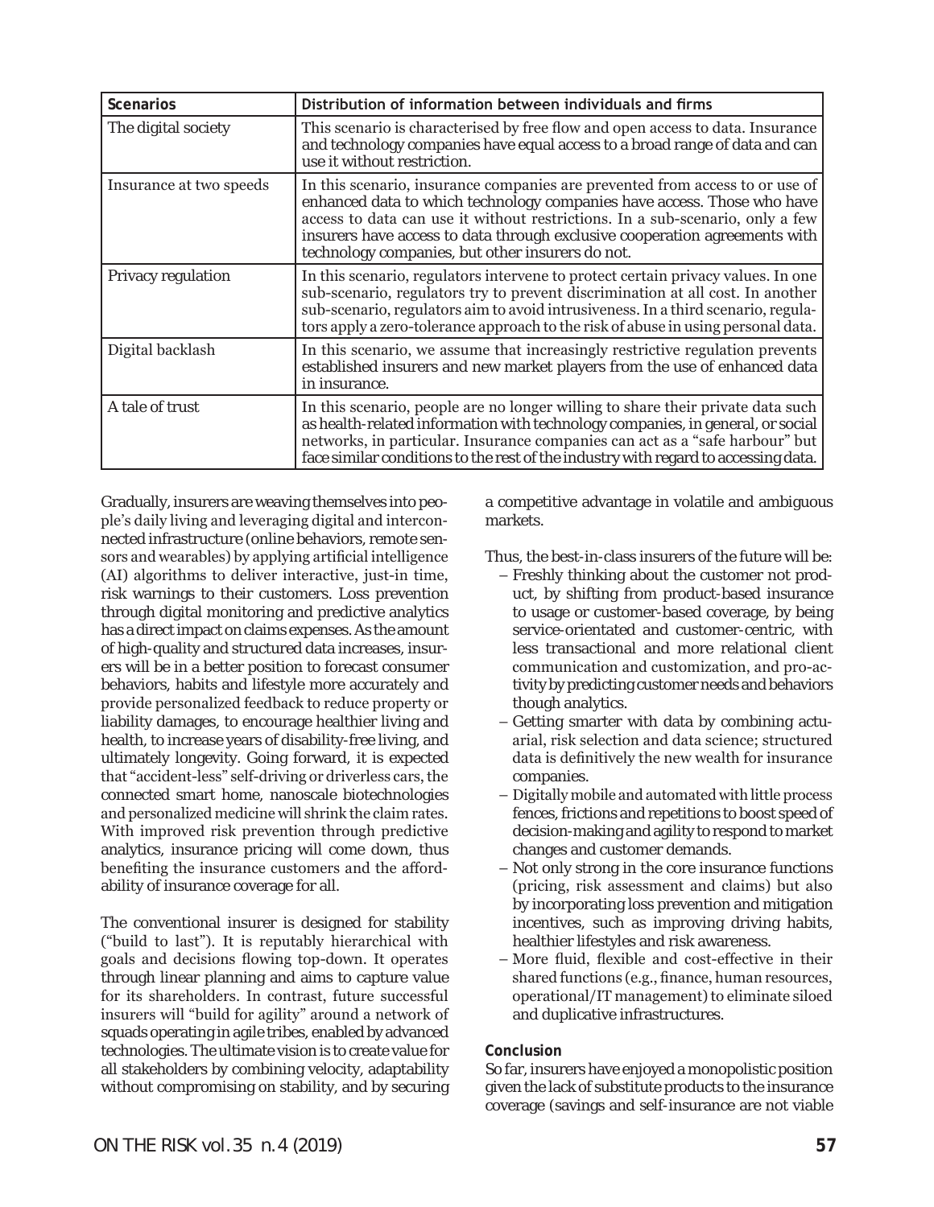| Scenarios | Distribution of information between individuals and firms |
|---|---|
| The digital society | This scenario is characterised by free flow and open access to data. Insurance and technology companies have equal access to a broad range of data and can use it without restriction. |
| Insurance at two speeds | In this scenario, insurance companies are prevented from access to or use of enhanced data to which technology companies have access. Those who have access to data can use it without restrictions. In a sub-scenario, only a few insurers have access to data through exclusive cooperation agreements with technology companies, but other insurers do not. |
| Privacy regulation | In this scenario, regulators intervene to protect certain privacy values. In one sub-scenario, regulators try to prevent discrimination at all cost. In another sub-scenario, regulators aim to avoid intrusiveness. In a third scenario, regulators apply a zero-tolerance approach to the risk of abuse in using personal data. |
| Digital backlash | In this scenario, we assume that increasingly restrictive regulation prevents established insurers and new market players from the use of enhanced data in insurance. |
| A tale of trust | In this scenario, people are no longer willing to share their private data such as health-related information with technology companies, in general, or social networks, in particular. Insurance companies can act as a "safe harbour" but face similar conditions to the rest of the industry with regard to accessing data. |

Gradually, insurers are weaving themselves into people's daily living and leveraging digital and interconnected infrastructure (online behaviors, remote sensors and wearables) by applying artificial intelligence (AI) algorithms to deliver interactive, just-in time, risk warnings to their customers. Loss prevention through digital monitoring and predictive analytics has a direct impact on claims expenses. As the amount of high-quality and structured data increases, insurers will be in a better position to forecast consumer behaviors, habits and lifestyle more accurately and provide personalized feedback to reduce property or liability damages, to encourage healthier living and health, to increase years of disability-free living, and ultimately longevity. Going forward, it is expected that "accident-less" self-driving or driverless cars, the connected smart home, nanoscale biotechnologies and personalized medicine will shrink the claim rates. With improved risk prevention through predictive analytics, insurance pricing will come down, thus benefiting the insurance customers and the affordability of insurance coverage for all.

The conventional insurer is designed for stability ("build to last"). It is reputably hierarchical with goals and decisions flowing top-down. It operates through linear planning and aims to capture value for its shareholders. In contrast, future successful insurers will "build for agility" around a network of squads operating in agile tribes, enabled by advanced technologies. The ultimate vision is to create value for all stakeholders by combining velocity, adaptability without compromising on stability, and by securing a competitive advantage in volatile and ambiguous markets.

Thus, the best-in-class insurers of the future will be:

- Freshly thinking about the customer not product, by shifting from product-based insurance to usage or customer-based coverage, by being service-orientated and customer-centric, with less transactional and more relational client communication and customization, and pro-activity by predicting customer needs and behaviors though analytics.
- Getting smarter with data by combining actuarial, risk selection and data science; structured data is definitively the new wealth for insurance companies.
- Digitally mobile and automated with little process fences, frictions and repetitions to boost speed of decision-making and agility to respond to market changes and customer demands.
- Not only strong in the core insurance functions (pricing, risk assessment and claims) but also by incorporating loss prevention and mitigation incentives, such as improving driving habits, healthier lifestyles and risk awareness.
- More fluid, flexible and cost-effective in their shared functions (e.g., finance, human resources, operational/IT management) to eliminate siloed and duplicative infrastructures.

## Conclusion

So far, insurers have enjoyed a monopolistic position given the lack of substitute products to the insurance coverage (savings and self-insurance are not viable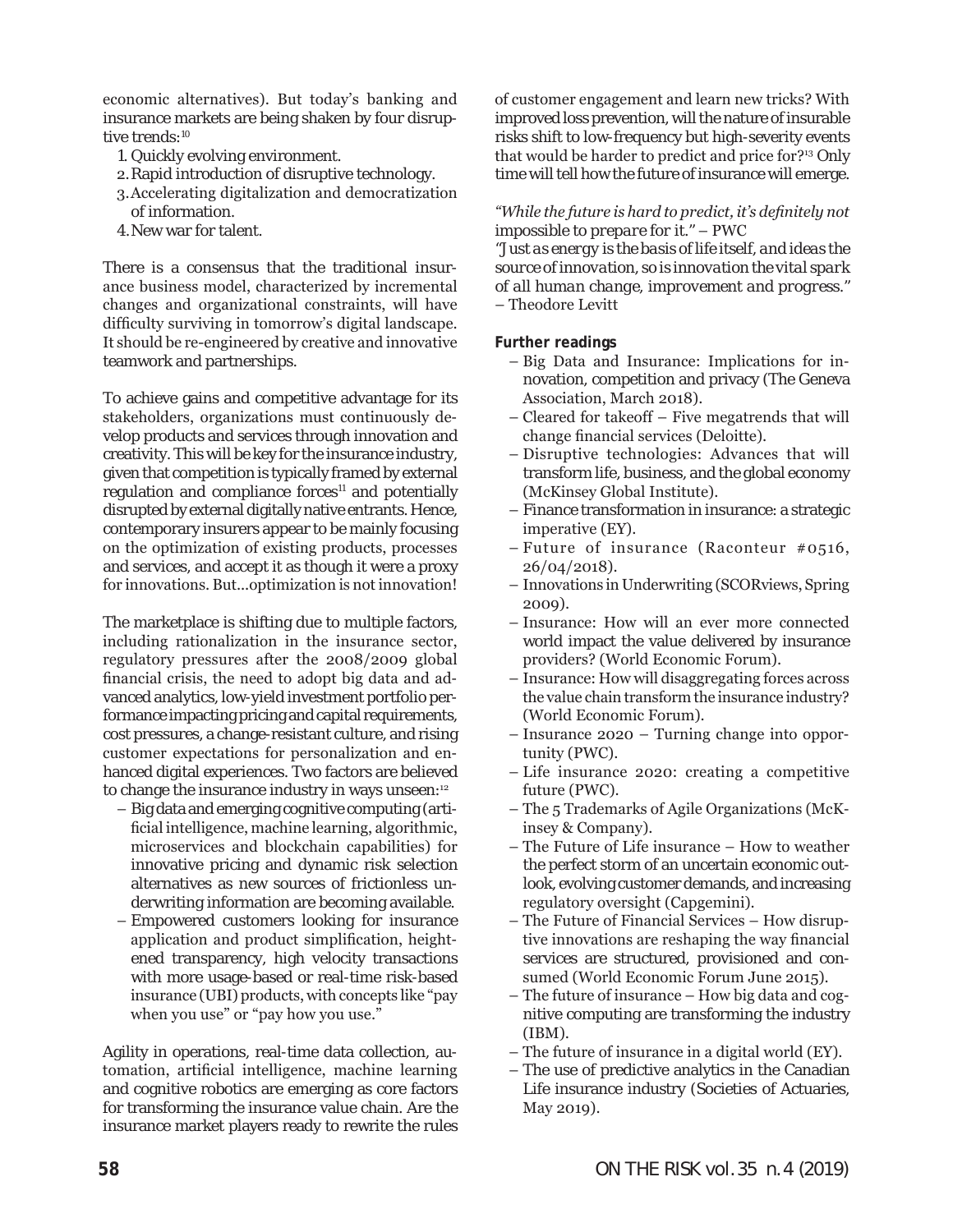economic alternatives). But today's banking and insurance markets are being shaken by four disruptive trends:[10]

1. Quickly evolving environment.
2. Rapid introduction of disruptive technology.
3. Accelerating digitalization and democratization of information.
4. New war for talent.

There is a consensus that the traditional insurance business model, characterized by incremental changes and organizational constraints, will have difficulty surviving in tomorrow's digital landscape. It should be re-engineered by creative and innovative teamwork and partnerships.

To achieve gains and competitive advantage for its stakeholders, organizations must continuously develop products and services through innovation and creativity. This will be key for the insurance industry, given that competition is typically framed by external regulation and compliance forces[11] and potentially disrupted by external digitally native entrants. Hence, contemporary insurers appear to be mainly focusing on the optimization of existing products, processes and services, and accept it as though it were a proxy for innovations. But...optimization is not innovation!

The marketplace is shifting due to multiple factors, including rationalization in the insurance sector, regulatory pressures after the 2008/2009 global financial crisis, the need to adopt big data and advanced analytics, low-yield investment portfolio performance impacting pricing and capital requirements, cost pressures, a change-resistant culture, and rising customer expectations for personalization and enhanced digital experiences. Two factors are believed to change the insurance industry in ways unseen:[12]

- Big data and emerging cognitive computing (artificial intelligence, machine learning, algorithmic, microservices and blockchain capabilities) for innovative pricing and dynamic risk selection alternatives as new sources of frictionless underwriting information are becoming available.
- Empowered customers looking for insurance application and product simplification, heightened transparency, high velocity transactions with more usage-based or real-time risk-based insurance (UBI) products, with concepts like "pay when you use" or "pay how you use."

Agility in operations, real-time data collection, automation, artificial intelligence, machine learning and cognitive robotics are emerging as core factors for transforming the insurance value chain. Are the insurance market players ready to rewrite the rules of customer engagement and learn new tricks? With improved loss prevention, will the nature of insurable risks shift to low-frequency but high-severity events that would be harder to predict and price for?[13] Only time will tell how the future of insurance will emerge.

*"While the future is hard to predict, it's definitely not impossible to prepare for it."* – PWC

*"Just as energy is the basis of life itself, and ideas the source of innovation, so is innovation the vital spark of all human change, improvement and progress."* – Theodore Levitt

**Further readings**

- Big Data and Insurance: Implications for innovation, competition and privacy (The Geneva Association, March 2018).
- Cleared for takeoff – Five megatrends that will change financial services (Deloitte).
- Disruptive technologies: Advances that will transform life, business, and the global economy (McKinsey Global Institute).
- Finance transformation in insurance: a strategic imperative (EY).
- Future of insurance (Raconteur #0516, 26/04/2018).
- Innovations in Underwriting (SCORviews, Spring 2009).
- Insurance: How will an ever more connected world impact the value delivered by insurance providers? (World Economic Forum).
- Insurance: How will disaggregating forces across the value chain transform the insurance industry? (World Economic Forum).
- Insurance 2020 – Turning change into opportunity (PWC).
- Life insurance 2020: creating a competitive future (PWC).
- The 5 Trademarks of Agile Organizations (McKinsey & Company).
- The Future of Life insurance – How to weather the perfect storm of an uncertain economic outlook, evolving customer demands, and increasing regulatory oversight (Capgemini).
- The Future of Financial Services – How disruptive innovations are reshaping the way financial services are structured, provisioned and consumed (World Economic Forum June 2015).
- The future of insurance – How big data and cognitive computing are transforming the industry (IBM).
- The future of insurance in a digital world (EY).
- The use of predictive analytics in the Canadian Life insurance industry (Societies of Actuaries, May 2019).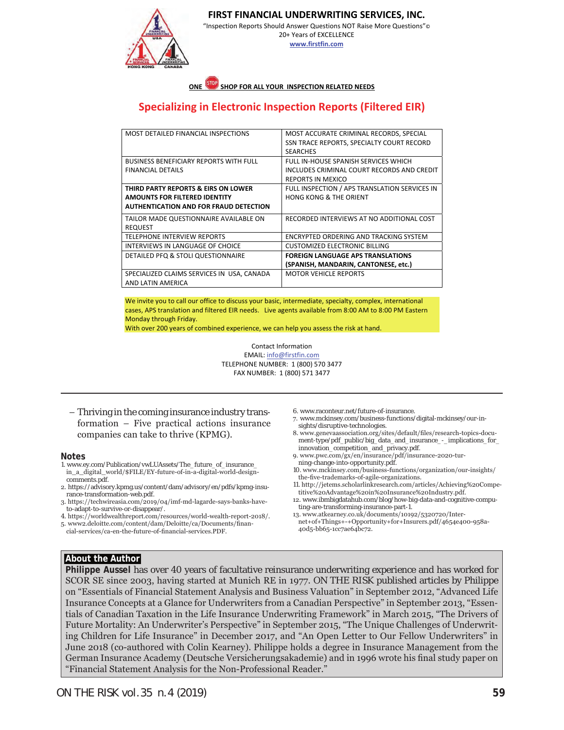**FIRST FINANCIAL UNDERWRITING SERVICES, INC.**

"Inspection Reports Should Answer Questions NOT Raise More Questions"©

20+ Years of EXCELLENCE

www.firstfin.com

ONE STOP SHOP FOR ALL YOUR INSPECTION RELATED NEEDS

## Specializing in Electronic Inspection Reports (Filtered EIR)

| | |
|---|---|
| MOST DETAILED FINANCIAL INSPECTIONS | MOST ACCURATE CRIMINAL RECORDS, SPECIAL SSN TRACE REPORTS, SPECIALTY COURT RECORD SEARCHES |
| BUSINESS BENEFICIARY REPORTS WITH FULL FINANCIAL DETAILS | FULL IN-HOUSE SPANISH SERVICES WHICH INCLUDES CRIMINAL COURT RECORDS AND CREDIT REPORTS IN MEXICO |
| **THIRD PARTY REPORTS & EIRS ON LOWER AMOUNTS FOR FILTERED IDENTITY AUTHENTICATION AND FOR FRAUD DETECTION** | FULL INSPECTION / APS TRANSLATION SERVICES IN HONG KONG & THE ORIENT |
| TAILOR MADE QUESTIONNAIRE AVAILABLE ON REQUEST | RECORDED INTERVIEWS AT NO ADDITIONAL COST |
| TELEPHONE INTERVIEW REPORTS | ENCRYPTED ORDERING AND TRACKING SYSTEM |
| INTERVIEWS IN LANGUAGE OF CHOICE | CUSTOMIZED ELECTRONIC BILLING |
| DETAILED PFQ & STOLI QUESTIONNAIRE | **FOREIGN LANGUAGE APS TRANSLATIONS (SPANISH, MANDARIN, CANTONESE, etc.)** |
| SPECIALIZED CLAIMS SERVICES IN USA, CANADA AND LATIN AMERICA | MOTOR VEHICLE REPORTS |

We invite you to call our office to discuss your basic, intermediate, specialty, complex, international cases, APS translation and filtered EIR needs. Live agents available from 8:00 AM to 8:00 PM Eastern Monday through Friday.
With over 200 years of combined experience, we can help you assess the risk at hand.

Contact Information
EMAIL: info@firstfin.com
TELEPHONE NUMBER: 1 (800) 570 3477
FAX NUMBER: 1 (800) 571 3477

---

– Thriving in the coming insurance industry transformation – Five practical actions insurance companies can take to thrive (KPMG).

### Notes

1. www.ey.com/Publication/vwLUAssets/The_future_of_insurance_in_a_digital_world/$FILE/EY-future-of-in-a-digital-world-design-comments.pdf.
2. https://advisory.kpmg.us/content/dam/advisory/en/pdfs/kpmg-insurance-transformation-web.pdf.
3. https://techwireasia.com/2019/04/imf-md-lagarde-says-banks-have-to-adapt-to-survive-or-disappear/.
4. https://worldwealthreport.com/resources/world-wealth-report-2018/.
5. www2.deloitte.com/content/dam/Deloitte/ca/Documents/financial-services/ca-en-the-future-of-financial-services.PDF.
6. www.raconteur.net/future-of-insurance.
7. www.mckinsey.com/business-functions/digital-mckinsey/our-insights/disruptive-technologies.
8. www.genevaassociation.org/sites/default/files/research-topics-document-type/pdf_public/big_data_and_insurance_-_implications_for_innovation_competition_and_privacy.pdf.
9. www.pwc.com/gx/en/insurance/pdf/insurance-2020-turning-change-into-opportunity.pdf.
10. www.mckinsey.com/business-functions/organization/our-insights/the-five-trademarks-of-agile-organizations.
11. http://jetems.scholarlinkresearch.com/articles/Achieving%20Competitive%20Advantage%20in%20Insurance%20Industry.pdf.
12. www.ibmbigdatahub.com/blog/how-big-data-and-cognitive-computing-are-transforming-insurance-part-1.
13. www.atkearney.co.uk/documents/10192/5320720/Internet+of+Things+-+Opportunity+for+Insurers.pdf/4654e400-958a-40d5-bb65-1cc7ae64bc72.

### About the Author

**Philippe Aussel** has over 40 years of facultative reinsurance underwriting experience and has worked for SCOR SE since 2003, having started at Munich RE in 1977. ON THE RISK published articles by Philippe on "Essentials of Financial Statement Analysis and Business Valuation" in September 2012, "Advanced Life Insurance Concepts at a Glance for Underwriters from a Canadian Perspective" in September 2013, "Essentials of Canadian Taxation in the Life Insurance Underwriting Framework" in March 2015, "The Drivers of Future Mortality: An Underwriter's Perspective" in September 2015, "The Unique Challenges of Underwriting Children for Life Insurance" in December 2017, and "An Open Letter to Our Fellow Underwriters" in June 2018 (co-authored with Colin Kearney). Philippe holds a degree in Insurance Management from the German Insurance Academy (Deutsche Versicherungsakademie) and in 1996 wrote his final study paper on "Financial Statement Analysis for the Non-Professional Reader."